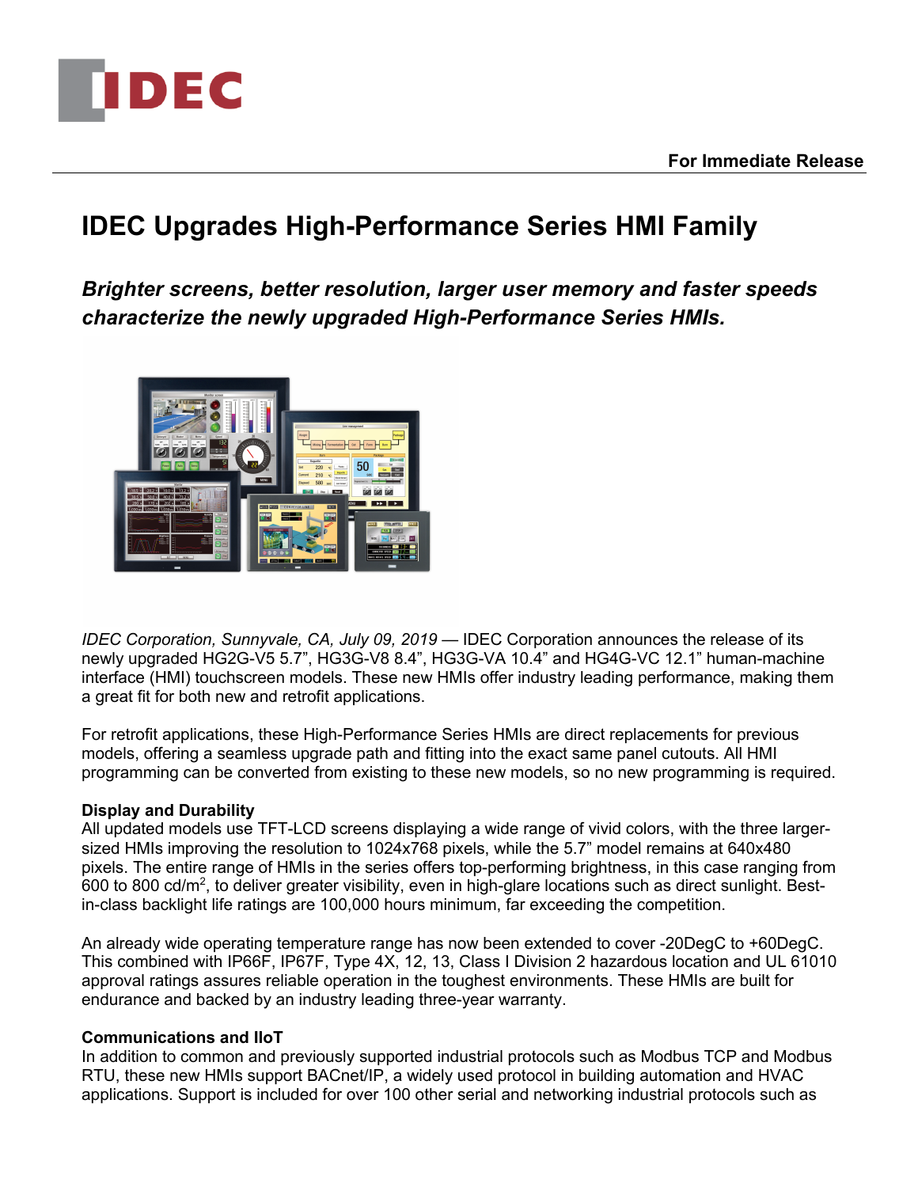**For Immediate Release**

# IDEC Upgrades High-Performance Series HMI Family

***Brighter screens, better resolution, larger user memory and faster speeds characterize the newly upgraded High-Performance Series HMIs.***

*IDEC Corporation, Sunnyvale, CA, July 09, 2019* — IDEC Corporation announces the release of its newly upgraded HG2G-V5 5.7", HG3G-V8 8.4", HG3G-VA 10.4" and HG4G-VC 12.1" human-machine interface (HMI) touchscreen models. These new HMIs offer industry leading performance, making them a great fit for both new and retrofit applications.

For retrofit applications, these High-Performance Series HMIs are direct replacements for previous models, offering a seamless upgrade path and fitting into the exact same panel cutouts. All HMI programming can be converted from existing to these new models, so no new programming is required.

**Display and Durability**

All updated models use TFT-LCD screens displaying a wide range of vivid colors, with the three larger-sized HMIs improving the resolution to 1024x768 pixels, while the 5.7" model remains at 640x480 pixels. The entire range of HMIs in the series offers top-performing brightness, in this case ranging from 600 to 800 cd/$m^2$, to deliver greater visibility, even in high-glare locations such as direct sunlight. Best-in-class backlight life ratings are 100,000 hours minimum, far exceeding the competition.

An already wide operating temperature range has now been extended to cover -20DegC to +60DegC. This combined with IP66F, IP67F, Type 4X, 12, 13, Class I Division 2 hazardous location and UL 61010 approval ratings assures reliable operation in the toughest environments. These HMIs are built for endurance and backed by an industry leading three-year warranty.

**Communications and IIoT**

In addition to common and previously supported industrial protocols such as Modbus TCP and Modbus RTU, these new HMIs support BACnet/IP, a widely used protocol in building automation and HVAC applications. Support is included for over 100 other serial and networking industrial protocols such as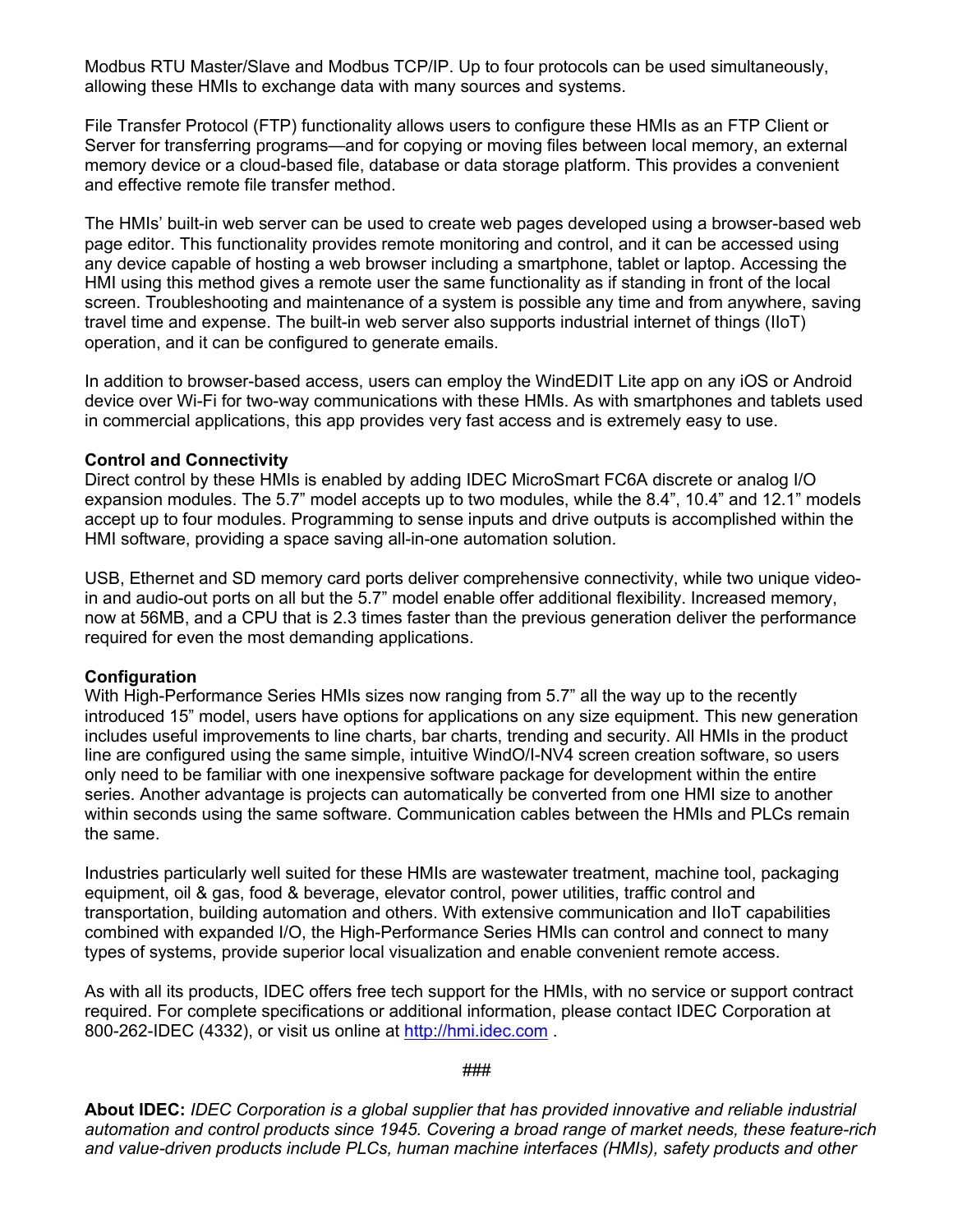Modbus RTU Master/Slave and Modbus TCP/IP. Up to four protocols can be used simultaneously, allowing these HMIs to exchange data with many sources and systems.

File Transfer Protocol (FTP) functionality allows users to configure these HMIs as an FTP Client or Server for transferring programs—and for copying or moving files between local memory, an external memory device or a cloud-based file, database or data storage platform. This provides a convenient and effective remote file transfer method.

The HMIs' built-in web server can be used to create web pages developed using a browser-based web page editor. This functionality provides remote monitoring and control, and it can be accessed using any device capable of hosting a web browser including a smartphone, tablet or laptop. Accessing the HMI using this method gives a remote user the same functionality as if standing in front of the local screen. Troubleshooting and maintenance of a system is possible any time and from anywhere, saving travel time and expense. The built-in web server also supports industrial internet of things (IIoT) operation, and it can be configured to generate emails.

In addition to browser-based access, users can employ the WindEDIT Lite app on any iOS or Android device over Wi-Fi for two-way communications with these HMIs. As with smartphones and tablets used in commercial applications, this app provides very fast access and is extremely easy to use.

**Control and Connectivity**
Direct control by these HMIs is enabled by adding IDEC MicroSmart FC6A discrete or analog I/O expansion modules. The 5.7" model accepts up to two modules, while the 8.4", 10.4" and 12.1" models accept up to four modules. Programming to sense inputs and drive outputs is accomplished within the HMI software, providing a space saving all-in-one automation solution.

USB, Ethernet and SD memory card ports deliver comprehensive connectivity, while two unique video-in and audio-out ports on all but the 5.7" model enable offer additional flexibility. Increased memory, now at 56MB, and a CPU that is 2.3 times faster than the previous generation deliver the performance required for even the most demanding applications.

**Configuration**
With High-Performance Series HMIs sizes now ranging from 5.7" all the way up to the recently introduced 15" model, users have options for applications on any size equipment. This new generation includes useful improvements to line charts, bar charts, trending and security. All HMIs in the product line are configured using the same simple, intuitive WindO/I-NV4 screen creation software, so users only need to be familiar with one inexpensive software package for development within the entire series. Another advantage is projects can automatically be converted from one HMI size to another within seconds using the same software. Communication cables between the HMIs and PLCs remain the same.

Industries particularly well suited for these HMIs are wastewater treatment, machine tool, packaging equipment, oil & gas, food & beverage, elevator control, power utilities, traffic control and transportation, building automation and others. With extensive communication and IIoT capabilities combined with expanded I/O, the High-Performance Series HMIs can control and connect to many types of systems, provide superior local visualization and enable convenient remote access.

As with all its products, IDEC offers free tech support for the HMIs, with no service or support contract required. For complete specifications or additional information, please contact IDEC Corporation at 800-262-IDEC (4332), or visit us online at http://hmi.idec.com .

###

**About IDEC:** *IDEC Corporation is a global supplier that has provided innovative and reliable industrial automation and control products since 1945. Covering a broad range of market needs, these feature-rich and value-driven products include PLCs, human machine interfaces (HMIs), safety products and other*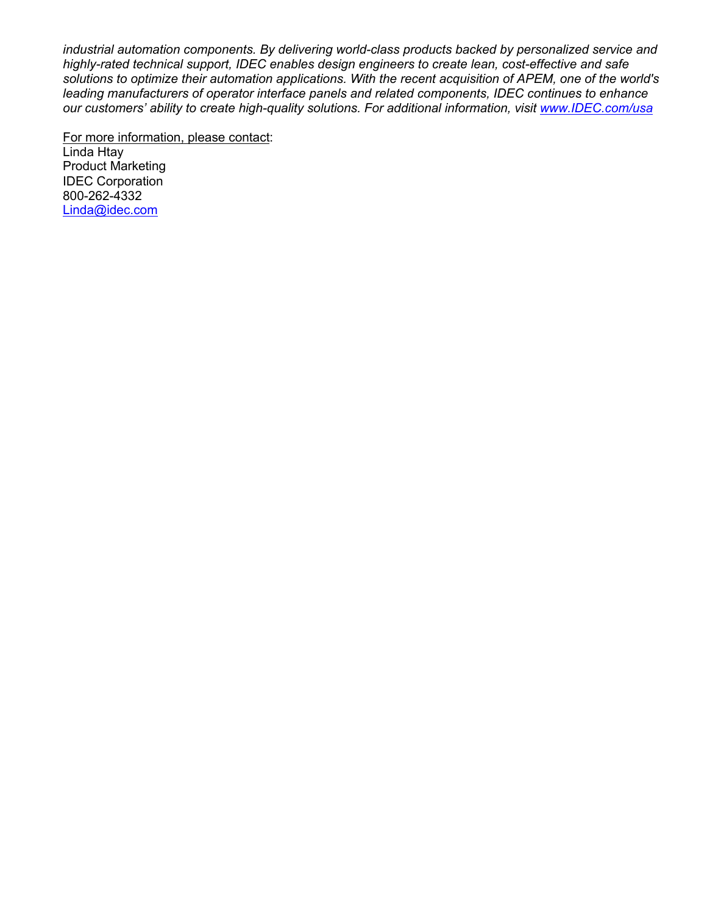*industrial automation components. By delivering world-class products backed by personalized service and highly-rated technical support, IDEC enables design engineers to create lean, cost-effective and safe solutions to optimize their automation applications. With the recent acquisition of APEM, one of the world's leading manufacturers of operator interface panels and related components, IDEC continues to enhance our customers' ability to create high-quality solutions. For additional information, visit [www.IDEC.com/usa](http://www.IDEC.com/usa)*

<u>For more information, please contact</u>:
Linda Htay
Product Marketing
IDEC Corporation
800-262-4332
[Linda@idec.com](mailto:Linda@idec.com)